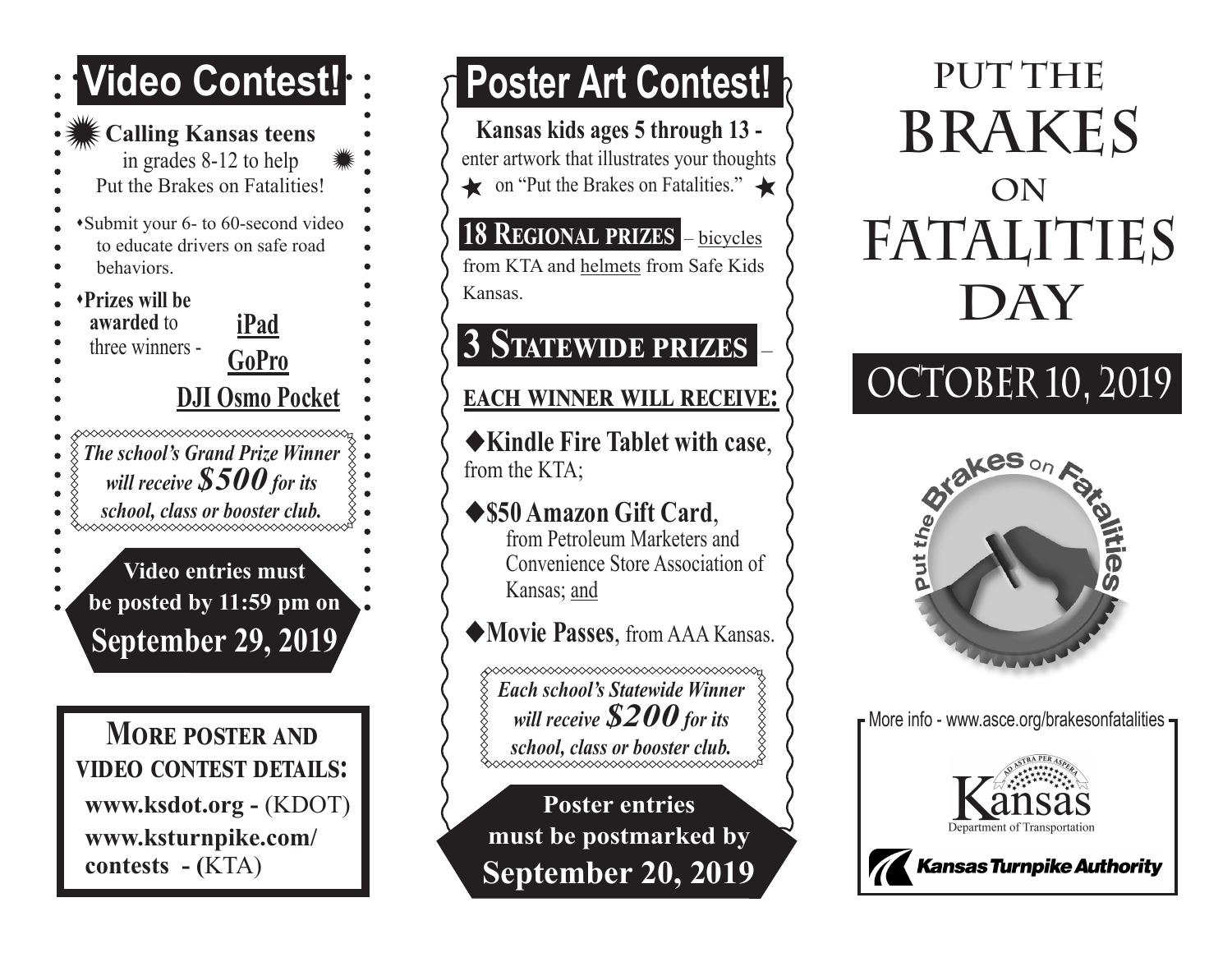# Video Contest!

**Calling Kansas teens** in grades 8-12 to help Put the Brakes on Fatalities!

- Submit your 6- to 60-second video to educate drivers on safe road behaviors.
- **Prizes will be awarded** to three winners -
  - **iPad**
  - **GoPro**
  - **DJI Osmo Pocket**

***The school's Grand Prize Winner will receive $500 for its school, class or booster club.***

**Video entries must be posted by 11:59 pm on September 29, 2019**

**MORE POSTER AND VIDEO CONTEST DETAILS:**

**www.ksdot.org -** (KDOT)

**www.ksturnpike.com/contests -** (KTA)

# Poster Art Contest!

**Kansas kids ages 5 through 13 -** enter artwork that illustrates your thoughts on "Put the Brakes on Fatalities."

**18 REGIONAL PRIZES** – bicycles from KTA and helmets from Safe Kids Kansas.

**3 STATEWIDE PRIZES** –

**EACH WINNER WILL RECEIVE:**

- **Kindle Fire Tablet with case**, from the KTA;
- **$50 Amazon Gift Card**, from Petroleum Marketers and Convenience Store Association of Kansas; and
- **Movie Passes**, from AAA Kansas.

***Each school's Statewide Winner will receive $200 for its school, class or booster club.***

**Poster entries must be postmarked by September 20, 2019**

# PUT THE BRAKES ON FATALITIES DAY

## OCTOBER 10, 2019

Put the Brakes on Fatalities

More info - www.asce.org/brakesonfatalities

Kansas Department of Transportation

Kansas Turnpike Authority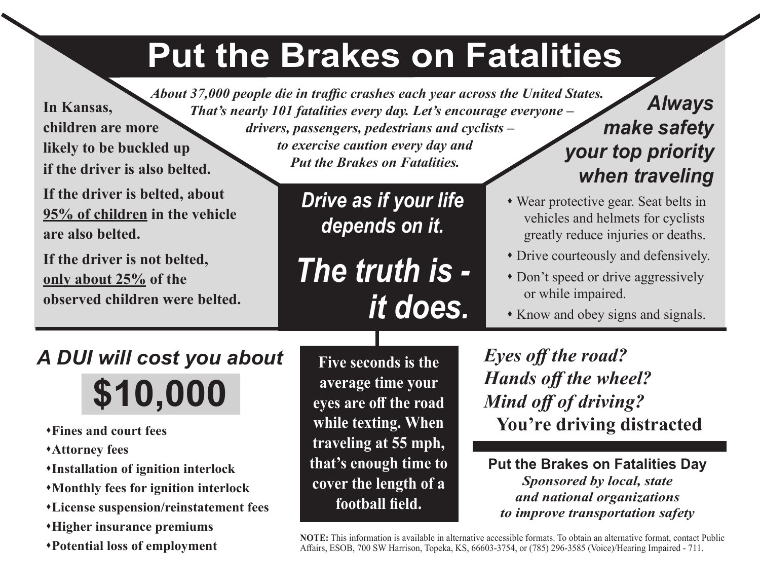# Put the Brakes on Fatalities

*About 37,000 people die in traffic crashes each year across the United States. That's nearly 101 fatalities every day. Let's encourage everyone – drivers, passengers, pedestrians and cyclists – to exercise caution every day and Put the Brakes on Fatalities.*

**In Kansas, children are more likely to be buckled up if the driver is also belted.**

**If the driver is belted, about 95% of children in the vehicle are also belted.**

**If the driver is not belted, only about 25% of the observed children were belted.**

***Drive as if your life depends on it.***

***The truth is - it does.***

## *Always make safety your top priority when traveling*

- Wear protective gear. Seat belts in vehicles and helmets for cyclists greatly reduce injuries or deaths.
- Drive courteously and defensively.
- Don't speed or drive aggressively or while impaired.
- Know and obey signs and signals.

## *A DUI will cost you about*

# $10,000

- **Fines and court fees**
- **Attorney fees**
- **Installation of ignition interlock**
- **Monthly fees for ignition interlock**
- **License suspension/reinstatement fees**
- **Higher insurance premiums**
- **Potential loss of employment**

**Five seconds is the average time your eyes are off the road while texting. When traveling at 55 mph, that's enough time to cover the length of a football field.**

***Eyes off the road?***
***Hands off the wheel?***
***Mind off of driving?***
**You're driving distracted**

**Put the Brakes on Fatalities Day**

***Sponsored by local, state and national organizations to improve transportation safety***

**NOTE:** This information is available in alternative accessible formats. To obtain an alternative format, contact Public Affairs, ESOB, 700 SW Harrison, Topeka, KS, 66603-3754, or (785) 296-3585 (Voice)/Hearing Impaired - 711.